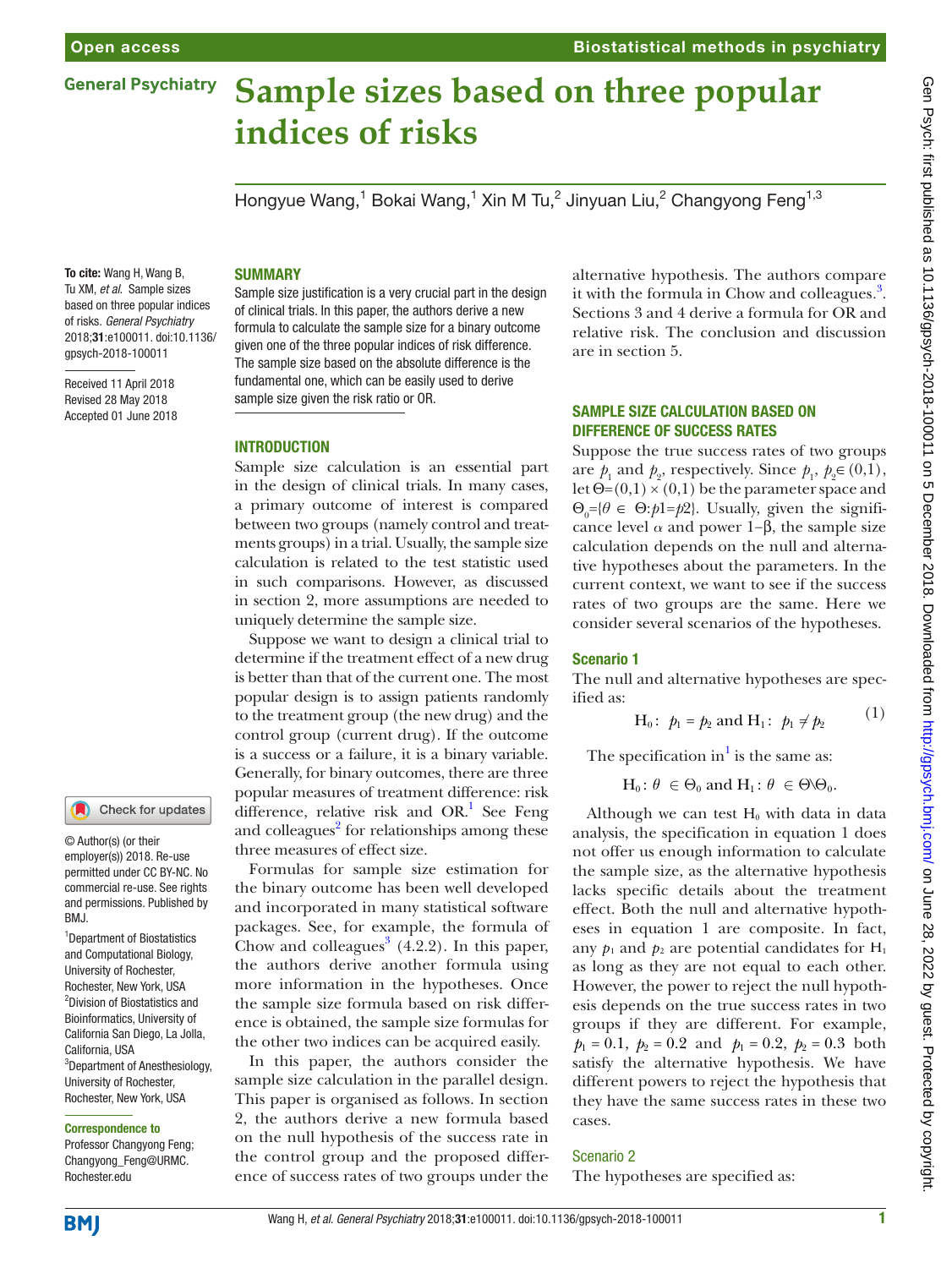# Sample sizes based on three popular indices of risks

Hongyue Wang,[1] Bokai Wang,[1] Xin M Tu,[2] Jinyuan Liu,[2] Changyong Feng[1,3]

**To cite:** Wang H, Wang B, Tu XM, *et al*. Sample sizes based on three popular indices of risks. *General Psychiatry* 2018;**31**:e100011. doi:10.1136/gpsych-2018-100011

Received 11 April 2018
Revised 28 May 2018
Accepted 01 June 2018

© Author(s) (or their employer(s)) 2018. Re-use permitted under CC BY-NC. No commercial re-use. See rights and permissions. Published by BMJ.

[1]Department of Biostatistics and Computational Biology, University of Rochester, Rochester, New York, USA
[2]Division of Biostatistics and Bioinformatics, University of California San Diego, La Jolla, California, USA
[3]Department of Anesthesiology, University of Rochester, Rochester, New York, USA

**Correspondence to**
Professor Changyong Feng; Changyong_Feng@URMC.Rochester.edu

## SUMMARY

Sample size justification is a very crucial part in the design of clinical trials. In this paper, the authors derive a new formula to calculate the sample size for a binary outcome given one of the three popular indices of risk difference. The sample size based on the absolute difference is the fundamental one, which can be easily used to derive sample size given the risk ratio or OR.

## INTRODUCTION

Sample size calculation is an essential part in the design of clinical trials. In many cases, a primary outcome of interest is compared between two groups (namely control and treatments groups) in a trial. Usually, the sample size calculation is related to the test statistic used in such comparisons. However, as discussed in section 2, more assumptions are needed to uniquely determine the sample size.

Suppose we want to design a clinical trial to determine if the treatment effect of a new drug is better than that of the current one. The most popular design is to assign patients randomly to the treatment group (the new drug) and the control group (current drug). If the outcome is a success or a failure, it is a binary variable. Generally, for binary outcomes, there are three popular measures of treatment difference: risk difference, relative risk and OR.[1] See Feng and colleagues[2] for relationships among these three measures of effect size.

Formulas for sample size estimation for the binary outcome has been well developed and incorporated in many statistical software packages. See, for example, the formula of Chow and colleagues[3] (4.2.2). In this paper, the authors derive another formula using more information in the hypotheses. Once the sample size formula based on risk difference is obtained, the sample size formulas for the other two indices can be acquired easily.

In this paper, the authors consider the sample size calculation in the parallel design. This paper is organised as follows. In section 2, the authors derive a new formula based on the null hypothesis of the success rate in the control group and the proposed difference of success rates of two groups under the alternative hypothesis. The authors compare it with the formula in Chow and colleagues.[3]. Sections 3 and 4 derive a formula for OR and relative risk. The conclusion and discussion are in section 5.

## SAMPLE SIZE CALCULATION BASED ON DIFFERENCE OF SUCCESS RATES

Suppose the true success rates of two groups are $p_1$ and $p_2$, respectively. Since $p_1, p_2 \in (0,1)$, let $\Theta=(0,1)\times(0,1)$ be the parameter space and $\Theta_0=\{\theta \in \Theta{:}p1=p2\}$. Usually, given the significance level $\alpha$ and power $1-\beta$, the sample size calculation depends on the null and alternative hypotheses about the parameters. In the current context, we want to see if the success rates of two groups are the same. Here we consider several scenarios of the hypotheses.

### Scenario 1

The null and alternative hypotheses are specified as:

$$\mathrm{H}_0:\ p_1 = p_2 \text{ and } \mathrm{H}_1:\ p_1 \neq p_2 \tag{1}$$

The specification in[1] is the same as:

$$\mathrm{H}_0:\ \theta\ \in \Theta_0 \text{ and } \mathrm{H}_1:\ \theta\ \in \Theta\backslash\Theta_0.$$

Although we can test $\mathrm{H}_0$ with data in data analysis, the specification in equation 1 does not offer us enough information to calculate the sample size, as the alternative hypothesis lacks specific details about the treatment effect. Both the null and alternative hypotheses in equation 1 are composite. In fact, any $p_1$ and $p_2$ are potential candidates for $\mathrm{H}_1$ as long as they are not equal to each other. However, the power to reject the null hypothesis depends on the true success rates in two groups if they are different. For example, $p_1 = 0.1$, $p_2 = 0.2$ and $p_1 = 0.2$, $p_2 = 0.3$ both satisfy the alternative hypothesis. We have different powers to reject the hypothesis that they have the same success rates in these two cases.

### Scenario 2

The hypotheses are specified as: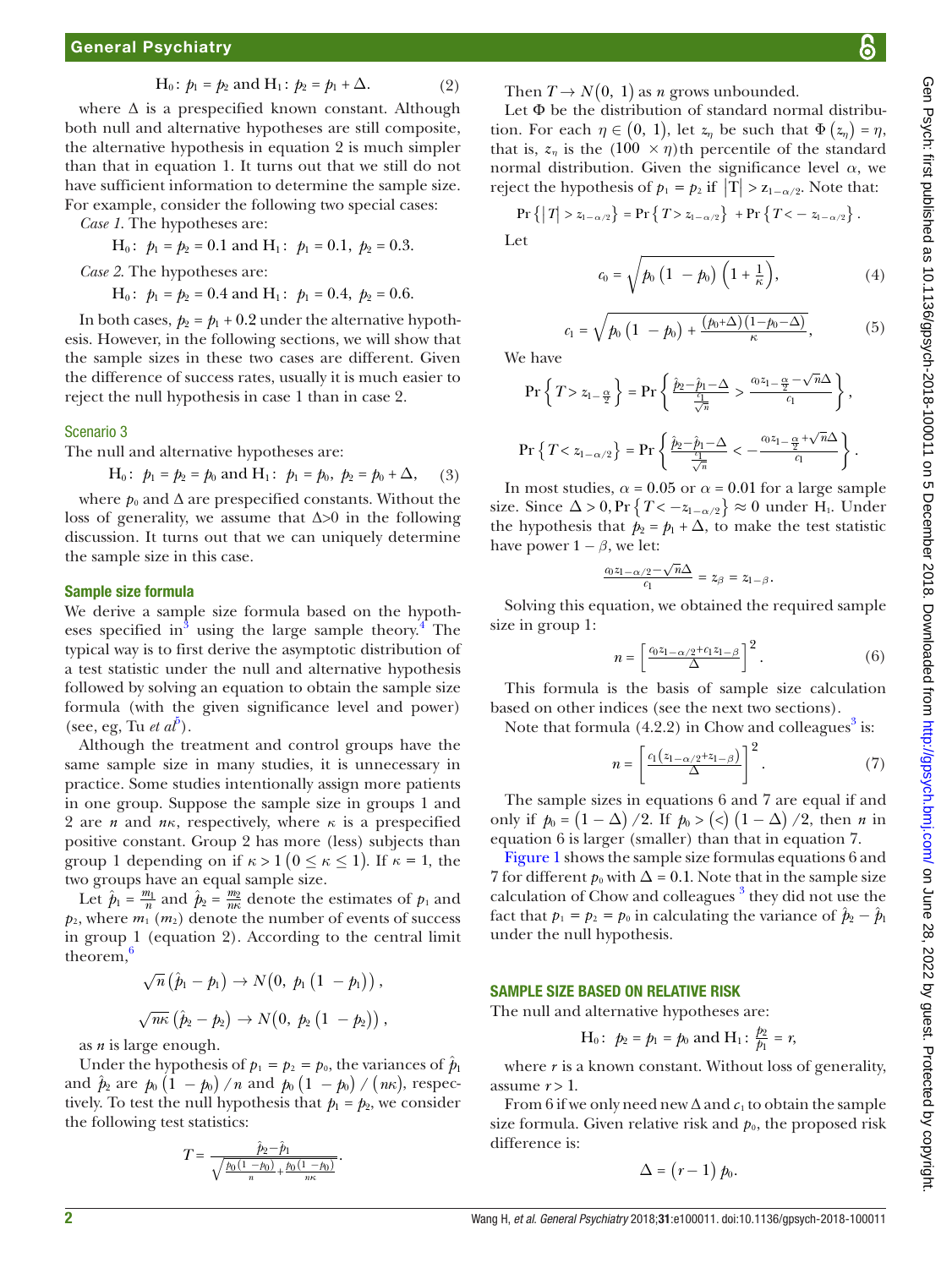$$\mathrm{H}_0\text{: } p_1 = p_2 \text{ and } \mathrm{H}_1\text{: } p_2 = p_1 + \Delta. \tag{2}$$

where $\Delta$ is a prespecified known constant. Although both null and alternative hypotheses are still composite, the alternative hypothesis in equation 2 is much simpler than that in equation 1. It turns out that we still do not have sufficient information to determine the sample size. For example, consider the following two special cases:

*Case 1*. The hypotheses are:

$$\mathrm{H}_0\text{: } p_1 = p_2 = 0.1 \text{ and } \mathrm{H}_1\text{: } p_1 = 0.1,\ p_2 = 0.3.$$

*Case 2*. The hypotheses are:

$$\mathrm{H}_0\text{: } p_1 = p_2 = 0.4 \text{ and } \mathrm{H}_1\text{: } p_1 = 0.4,\ p_2 = 0.6.$$

In both cases, $p_2 = p_1 + 0.2$ under the alternative hypothesis. However, in the following sections, we will show that the sample sizes in these two cases are different. Given the difference of success rates, usually it is much easier to reject the null hypothesis in case 1 than in case 2.

### Scenario 3

The null and alternative hypotheses are:

$$\mathrm{H}_0\text{: } p_1 = p_2 = p_0 \text{ and } \mathrm{H}_1\text{: } p_1 = p_0,\ p_2 = p_0 + \Delta, \tag{3}$$

where $p_0$ and $\Delta$ are prespecified constants. Without the loss of generality, we assume that $\Delta$>0 in the following discussion. It turns out that we can uniquely determine the sample size in this case.

### Sample size formula

We derive a sample size formula based on the hypotheses specified in[3] using the large sample theory.[4] The typical way is to first derive the asymptotic distribution of a test statistic under the null and alternative hypothesis followed by solving an equation to obtain the sample size formula (with the given significance level and power) (see, eg, Tu *et al*[5]).

Although the treatment and control groups have the same sample size in many studies, it is unnecessary in practice. Some studies intentionally assign more patients in one group. Suppose the sample size in groups 1 and 2 are $n$ and $n\kappa$, respectively, where $\kappa$ is a prespecified positive constant. Group 2 has more (less) subjects than group 1 depending on if $\kappa > 1\ (0 \le \kappa \le 1)$. If $\kappa = 1$, the two groups have an equal sample size.

Let $\hat{p}_1 = \frac{m_1}{n}$ and $\hat{p}_2 = \frac{m_2}{n\kappa}$ denote the estimates of $p_1$ and $p_2$, where $m_1$ ($m_2$) denote the number of events of success in group 1 (equation 2). According to the central limit theorem,[6]

$$\sqrt{n}\left(\hat{p}_1 - p_1\right) \to N\left(0,\ p_1\left(1 - p_1\right)\right),$$

$$\sqrt{n\kappa}\left(\hat{p}_2 - p_2\right) \to N\left(0,\ p_2\left(1 - p_2\right)\right),$$

as $n$ is large enough.

Under the hypothesis of $p_1 = p_2 = p_0$, the variances of $\hat{p}_1$ and $\hat{p}_2$ are $p_0\left(1 - p_0\right)/n$ and $p_0\left(1 - p_0\right)/\left(n\kappa\right)$, respectively. To test the null hypothesis that $p_1 = p_2$, we consider the following test statistics:

$$T = \frac{\hat{p}_2 - \hat{p}_1}{\sqrt{\frac{p_0(1-p_0)}{n} + \frac{p_0(1-p_0)}{n\kappa}}}.$$

Then $T \to N\left(0,\ 1\right)$ as $n$ grows unbounded.

Let $\Phi$ be the distribution of standard normal distribution. For each $\eta \in \left(0,\ 1\right)$, let $z_\eta$ be such that $\Phi\left(z_\eta\right) = \eta$, that is, $z_\eta$ is the $(100 \times \eta)$th percentile of the standard normal distribution. Given the significance level $\alpha$, we reject the hypothesis of $p_1 = p_2$ if $\left|T\right| > z_{1-\alpha/2}$. Note that:

$$\Pr\left\{\left|T\right| > z_{1-\alpha/2}\right\} = \Pr\left\{T > z_{1-\alpha/2}\right\} + \Pr\left\{T < -z_{1-\alpha/2}\right\}.$$

Let

$$c_0 = \sqrt{p_0\left(1 - p_0\right)\left(1 + \tfrac{1}{\kappa}\right)}, \tag{4}$$

$$c_1 = \sqrt{p_0\left(1 - p_0\right) + \tfrac{(p_0+\Delta)(1-p_0-\Delta)}{\kappa}}, \tag{5}$$

We have

$$\Pr\left\{T > z_{1-\frac{\alpha}{2}}\right\} = \Pr\left\{\frac{\hat{p}_2 - \hat{p}_1 - \Delta}{\frac{c_1}{\sqrt{n}}} > \frac{c_0 z_{1-\frac{\alpha}{2}} - \sqrt{n}\Delta}{c_1}\right\},$$

$$\Pr\left\{T < z_{1-\alpha/2}\right\} = \Pr\left\{\frac{\hat{p}_2 - \hat{p}_1 - \Delta}{\frac{c_1}{\sqrt{n}}} < -\frac{c_0 z_{1-\frac{\alpha}{2}} + \sqrt{n}\Delta}{c_1}\right\}.$$

In most studies, $\alpha = 0.05$ or $\alpha = 0.01$ for a large sample size. Since $\Delta > 0, \Pr\left\{T < -z_{1-\alpha/2}\right\} \approx 0$ under $\mathrm{H}_1$. Under the hypothesis that $p_2 = p_1 + \Delta$, to make the test statistic have power $1 - \beta$, we let:

$$\frac{c_0 z_{1-\alpha/2} - \sqrt{n}\Delta}{c_1} = z_\beta = z_{1-\beta}.$$

Solving this equation, we obtained the required sample size in group 1:

$$n = \left[\frac{c_0 z_{1-\alpha/2} + c_1 z_{1-\beta}}{\Delta}\right]^2. \tag{6}$$

This formula is the basis of sample size calculation based on other indices (see the next two sections).

Note that formula (4.2.2) in Chow and colleagues[3] is:

$$n = \left[\frac{c_1\left(z_{1-\alpha/2} + z_{1-\beta}\right)}{\Delta}\right]^2. \tag{7}$$

The sample sizes in equations 6 and 7 are equal if and only if $p_0 = \left(1 - \Delta\right)/2$. If $p_0 > (<)\ \left(1 - \Delta\right)/2$, then $n$ in equation 6 is larger (smaller) than that in equation 7.

Figure 1 shows the sample size formulas equations 6 and 7 for different $p_0$ with $\Delta = 0.1$. Note that in the sample size calculation of Chow and colleagues [3] they did not use the fact that $p_1 = p_2 = p_0$ in calculating the variance of $\hat{p}_2 - \hat{p}_1$ under the null hypothesis.

## SAMPLE SIZE BASED ON RELATIVE RISK

The null and alternative hypotheses are:

$$\mathrm{H}_0\text{: } p_2 = p_1 = p_0 \text{ and } \mathrm{H}_1\text{: } \frac{p_2}{p_1} = r,$$

where $r$ is a known constant. Without loss of generality, assume $r > 1$.

From 6 if we only need new $\Delta$ and $c_1$ to obtain the sample size formula. Given relative risk and $p_0$, the proposed risk difference is:

$$\Delta = \left(r - 1\right)p_0.$$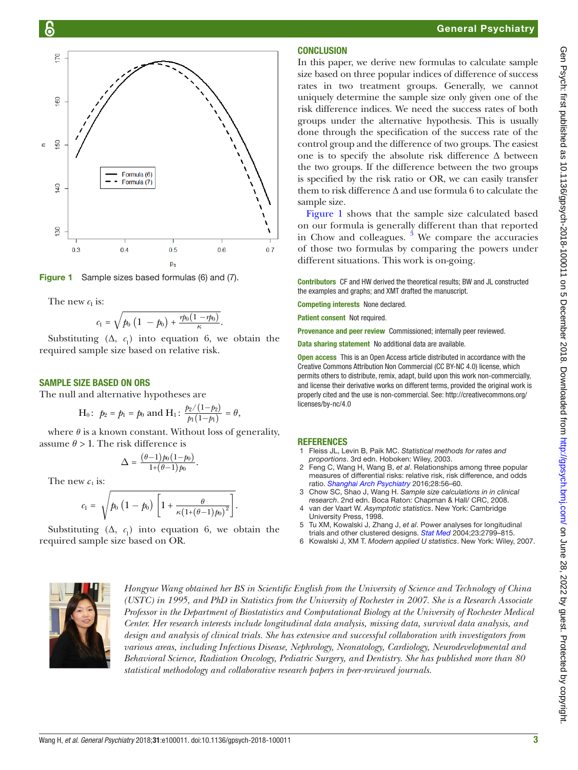170
160
150
140
130
n
0.3
0.4
0.5
0.6
0.7
$p_0$
Formula (6)
Formula (7)

**Figure 1** Sample sizes based formulas (6) and (7).

The new $c_1$ is:

$$c_1 = \sqrt{p_0\left(1 - p_0\right) + \frac{rp_0\left(1 - rp_0\right)}{\kappa}}.$$

Substituting $(\Delta,\ c_1)$ into equation 6, we obtain the required sample size based on relative risk.

## SAMPLE SIZE BASED ON ORS

The null and alternative hypotheses are

$$\mathrm{H}_0:\ p_2 = p_1 = p_0 \text{ and } \mathrm{H}_1:\ \frac{p_2/(1-p_2)}{p_1(1-p_1)} = \theta,$$

where $\theta$ is a known constant. Without loss of generality, assume $\theta > 1$. The risk difference is

$$\Delta = \frac{(\theta-1)p_0(1-p_0)}{1+(\theta-1)p_0}.$$

The new $c_1$ is:

$$c_1 = \sqrt{p_0\left(1 - p_0\right)\left[1 + \frac{\theta}{\kappa\left(1+(\theta-1)p_0\right)^2}\right]}.$$

Substituting $(\Delta,\ c_1)$ into equation 6, we obtain the required sample size based on OR.

## CONCLUSION

In this paper, we derive new formulas to calculate sample size based on three popular indices of difference of success rates in two treatment groups. Generally, we cannot uniquely determine the sample size only given one of the risk difference indices. We need the success rates of both groups under the alternative hypothesis. This is usually done through the specification of the success rate of the control group and the difference of two groups. The easiest one is to specify the absolute risk difference $\Delta$ between the two groups. If the difference between the two groups is specified by the risk ratio or OR, we can easily transfer them to risk difference $\Delta$ and use formula 6 to calculate the sample size.

Figure 1 shows that the sample size calculated based on our formula is generally different than that reported in Chow and colleagues.[3] We compare the accuracies of those two formulas by comparing the powers under different situations. This work is on-going.

**Contributors** CF and HW derived the theoretical results; BW and JL constructed the examples and graphs; and XMT drafted the manuscript.

**Competing interests** None declared.

**Patient consent** Not required.

**Provenance and peer review** Commissioned; internally peer reviewed.

**Data sharing statement** No additional data are available.

**Open access** This is an Open Access article distributed in accordance with the Creative Commons Attribution Non Commercial (CC BY-NC 4.0) license, which permits others to distribute, remix, adapt, build upon this work non-commercially, and license their derivative works on different terms, provided the original work is properly cited and the use is non-commercial. See: http://creativecommons.org/licenses/by-nc/4.0

## REFERENCES

1. Fleiss JL, Levin B, Paik MC. *Statistical methods for rates and proportions*. 3rd edn. Hoboken: Wiley, 2003.
2. Feng C, Wang H, Wang B, *et al*. Relationships among three popular measures of differential risks: relative risk, risk difference, and odds ratio. *Shanghai Arch Psychiatry* 2016;28:56–60.
3. Chow SC, Shao J, Wang H. *Sample size calculations in in clinical research*. 2nd edn. Boca Raton: Chapman & Hall/ CRC, 2008.
4. van der Vaart W. *Asymptotic statistics*. New York: Cambridge University Press, 1998.
5. Tu XM, Kowalski J, Zhang J, *et al*. Power analyses for longitudinal trials and other clustered designs. *Stat Med* 2004;23:2799–815.
6. Kowalski J, XM T. *Modern applied U statistics*. New York: Wiley, 2007.

*Hongyue Wang obtained her BS in Scientific English from the University of Science and Technology of China (USTC) in 1995, and PhD in Statistics from the University of Rochester in 2007. She is a Research Associate Professor in the Department of Biostatistics and Computational Biology at the University of Rochester Medical Center. Her research interests include longitudinal data analysis, missing data, survival data analysis, and design and analysis of clinical trials. She has extensive and successful collaboration with investigators from various areas, including Infectious Disease, Nephrology, Neonatology, Cardiology, Neurodevelopmental and Behavioral Science, Radiation Oncology, Pediatric Surgery, and Dentistry. She has published more than 80 statistical methodology and collaborative research papers in peer-reviewed journals.*